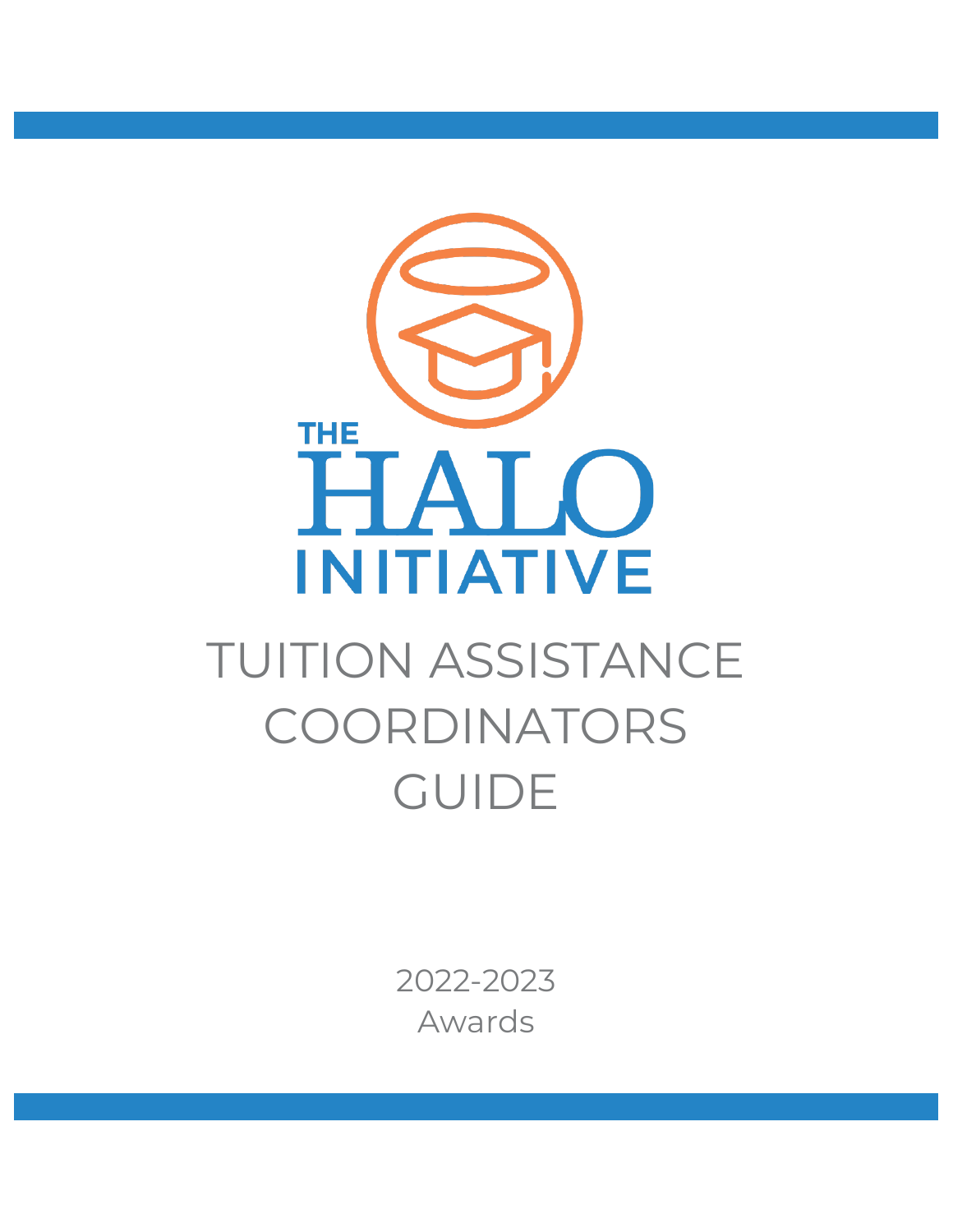THE HALO INITIATIVE

# TUITION ASSISTANCE COORDINATORS GUIDE

2022-2023
Awards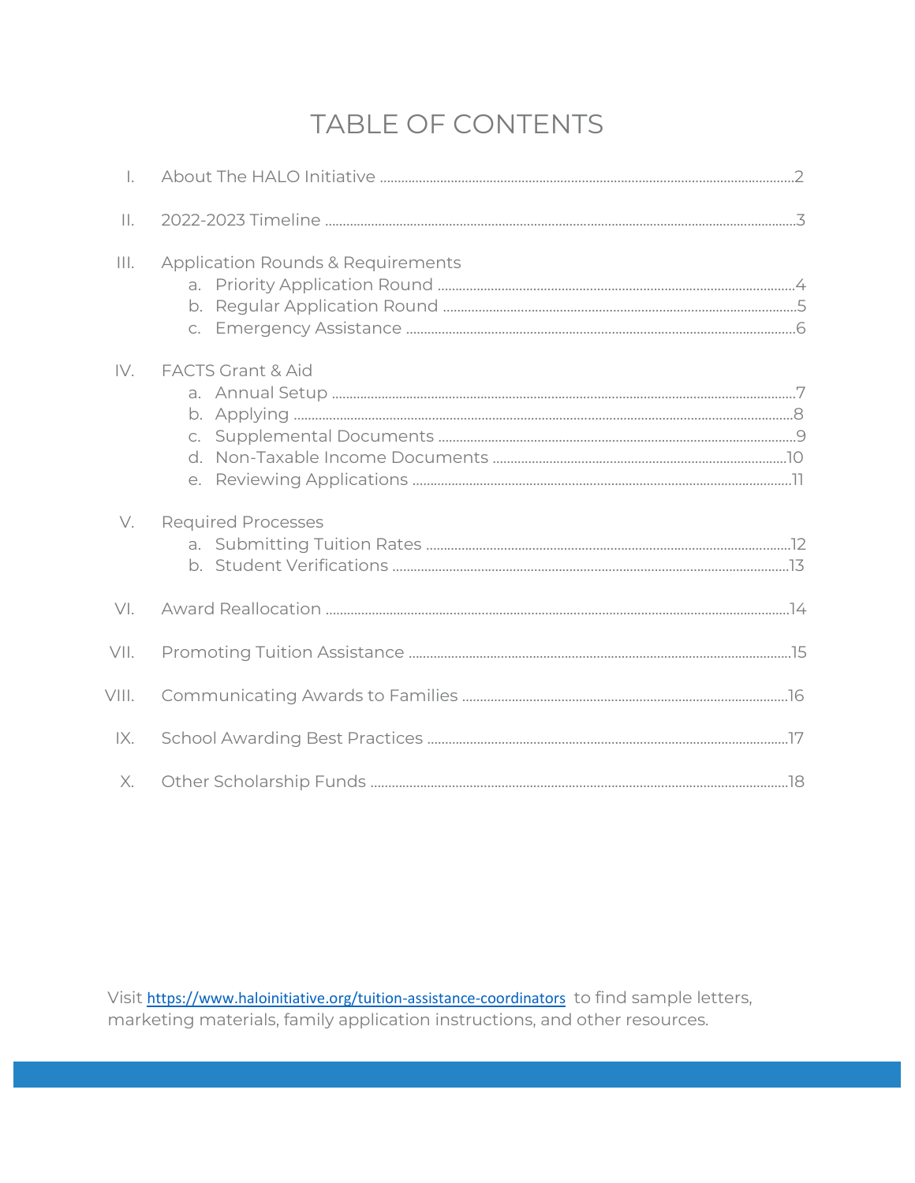# TABLE OF CONTENTS

I. About The HALO Initiative .......... 2

II. 2022-2023 Timeline .......... 3

III. Application Rounds & Requirements
   a. Priority Application Round .......... 4
   b. Regular Application Round .......... 5
   c. Emergency Assistance .......... 6

IV. FACTS Grant & Aid
   a. Annual Setup .......... 7
   b. Applying .......... 8
   c. Supplemental Documents .......... 9
   d. Non-Taxable Income Documents .......... 10
   e. Reviewing Applications .......... 11

V. Required Processes
   a. Submitting Tuition Rates .......... 12
   b. Student Verifications .......... 13

VI. Award Reallocation .......... 14

VII. Promoting Tuition Assistance .......... 15

VIII. Communicating Awards to Families .......... 16

IX. School Awarding Best Practices .......... 17

X. Other Scholarship Funds .......... 18

Visit https://www.haloinitiative.org/tuition-assistance-coordinators to find sample letters, marketing materials, family application instructions, and other resources.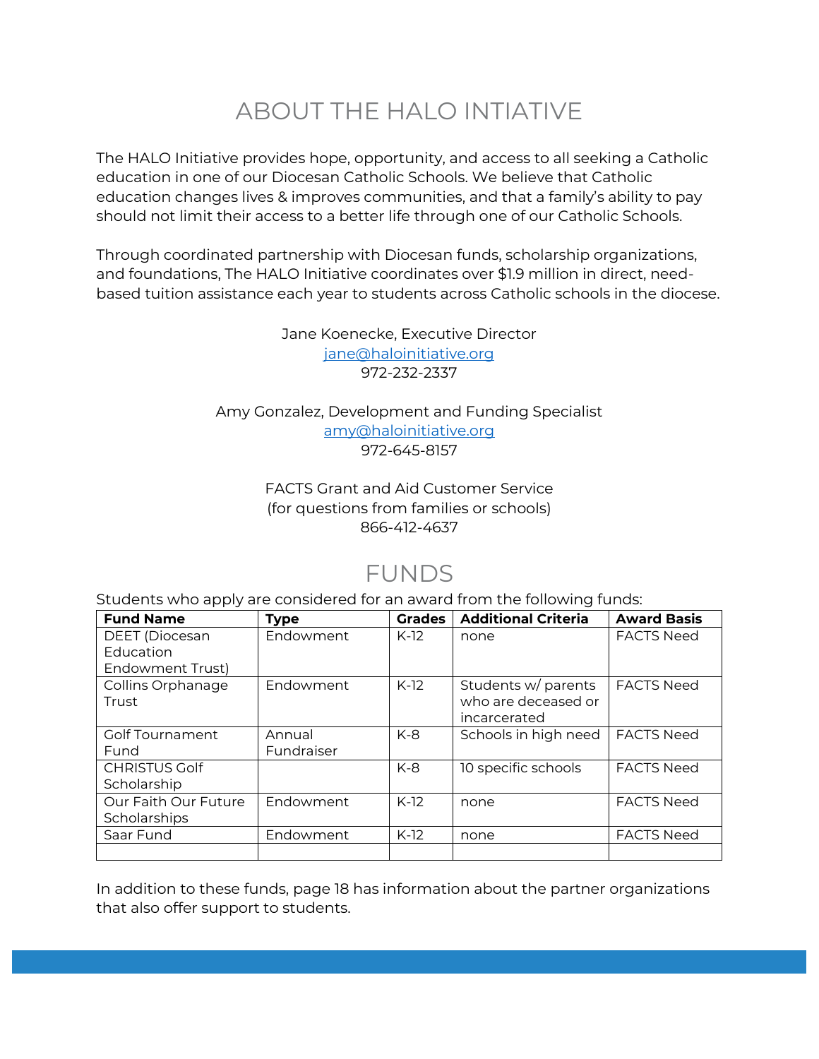# ABOUT THE HALO INTIATIVE

The HALO Initiative provides hope, opportunity, and access to all seeking a Catholic education in one of our Diocesan Catholic Schools. We believe that Catholic education changes lives & improves communities, and that a family's ability to pay should not limit their access to a better life through one of our Catholic Schools.

Through coordinated partnership with Diocesan funds, scholarship organizations, and foundations, The HALO Initiative coordinates over $1.9 million in direct, need-based tuition assistance each year to students across Catholic schools in the diocese.

Jane Koenecke, Executive Director
jane@haloinitiative.org
972-232-2337

Amy Gonzalez, Development and Funding Specialist
amy@haloinitiative.org
972-645-8157

FACTS Grant and Aid Customer Service
(for questions from families or schools)
866-412-4637

# FUNDS

Students who apply are considered for an award from the following funds:

| Fund Name | Type | Grades | Additional Criteria | Award Basis |
|---|---|---|---|---|
| DEET (Diocesan Education Endowment Trust) | Endowment | K-12 | none | FACTS Need |
| Collins Orphanage Trust | Endowment | K-12 | Students w/ parents who are deceased or incarcerated | FACTS Need |
| Golf Tournament Fund | Annual Fundraiser | K-8 | Schools in high need | FACTS Need |
| CHRISTUS Golf Scholarship | | K-8 | 10 specific schools | FACTS Need |
| Our Faith Our Future Scholarships | Endowment | K-12 | none | FACTS Need |
| Saar Fund | Endowment | K-12 | none | FACTS Need |
| | | | | |

In addition to these funds, page 18 has information about the partner organizations that also offer support to students.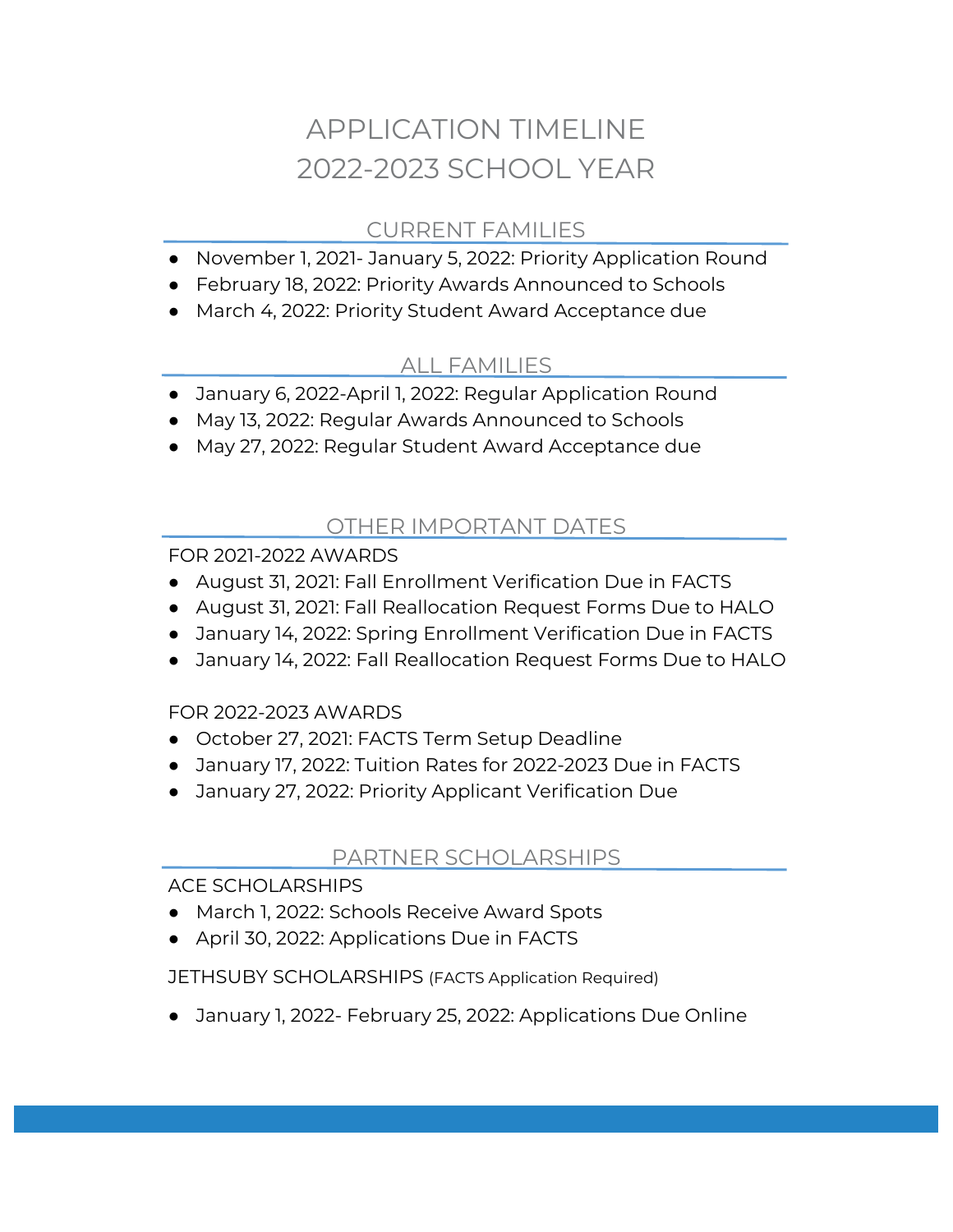# APPLICATION TIMELINE
# 2022-2023 SCHOOL YEAR

## CURRENT FAMILIES

- November 1, 2021- January 5, 2022: Priority Application Round
- February 18, 2022: Priority Awards Announced to Schools
- March 4, 2022: Priority Student Award Acceptance due

## ALL FAMILIES

- January 6, 2022-April 1, 2022: Regular Application Round
- May 13, 2022: Regular Awards Announced to Schools
- May 27, 2022: Regular Student Award Acceptance due

## OTHER IMPORTANT DATES

FOR 2021-2022 AWARDS

- August 31, 2021: Fall Enrollment Verification Due in FACTS
- August 31, 2021: Fall Reallocation Request Forms Due to HALO
- January 14, 2022: Spring Enrollment Verification Due in FACTS
- January 14, 2022: Fall Reallocation Request Forms Due to HALO

FOR 2022-2023 AWARDS

- October 27, 2021: FACTS Term Setup Deadline
- January 17, 2022: Tuition Rates for 2022-2023 Due in FACTS
- January 27, 2022: Priority Applicant Verification Due

## PARTNER SCHOLARSHIPS

ACE SCHOLARSHIPS

- March 1, 2022: Schools Receive Award Spots
- April 30, 2022: Applications Due in FACTS

JETHSUBY SCHOLARSHIPS (FACTS Application Required)

- January 1, 2022- February 25, 2022: Applications Due Online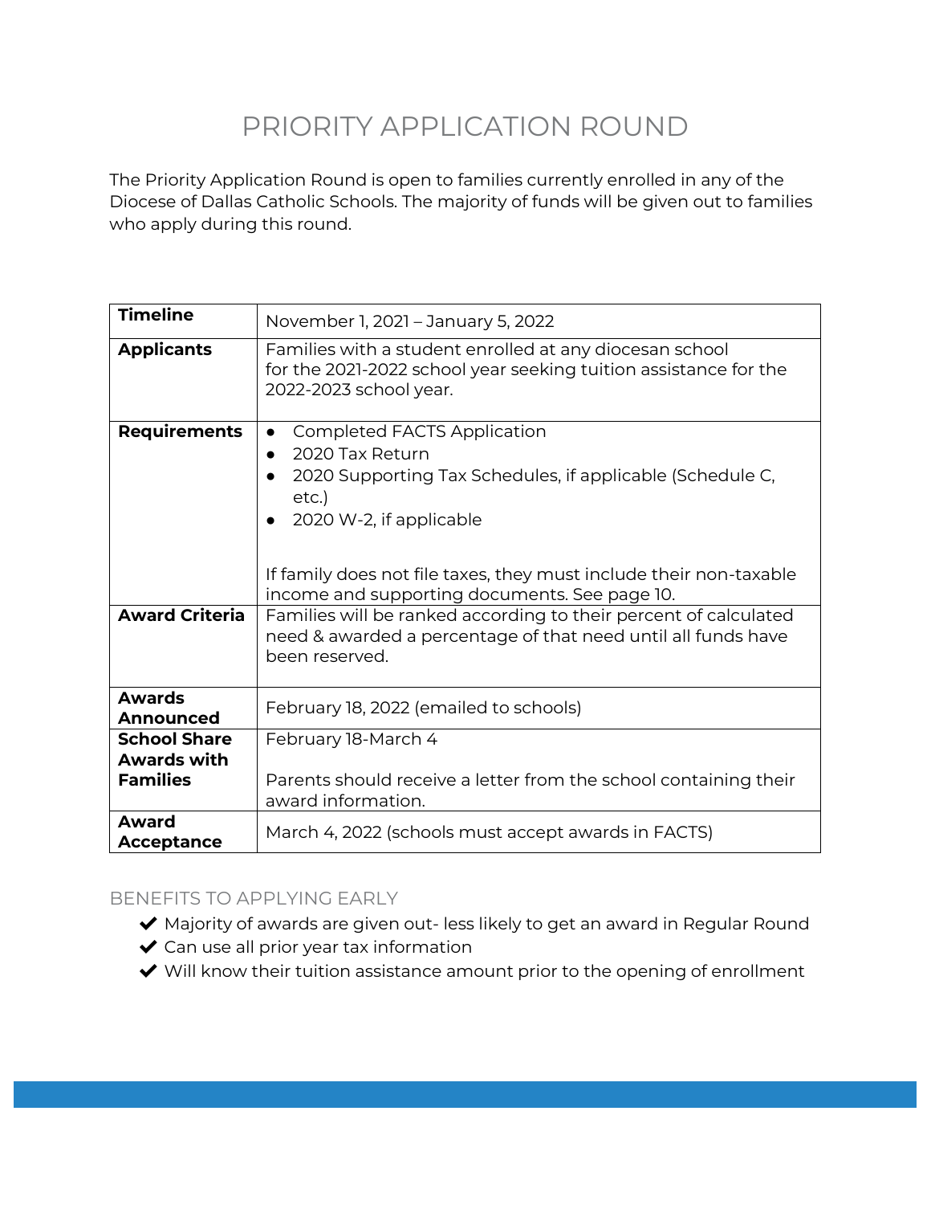# PRIORITY APPLICATION ROUND

The Priority Application Round is open to families currently enrolled in any of the Diocese of Dallas Catholic Schools. The majority of funds will be given out to families who apply during this round.

| | |
|---|---|
| **Timeline** | November 1, 2021 – January 5, 2022 |
| **Applicants** | Families with a student enrolled at any diocesan school for the 2021-2022 school year seeking tuition assistance for the 2022-2023 school year. |
| **Requirements** | • Completed FACTS Application<br>• 2020 Tax Return<br>• 2020 Supporting Tax Schedules, if applicable (Schedule C, etc.)<br>• 2020 W-2, if applicable<br><br>If family does not file taxes, they must include their non-taxable income and supporting documents. See page 10. |
| **Award Criteria** | Families will be ranked according to their percent of calculated need & awarded a percentage of that need until all funds have been reserved. |
| **Awards Announced** | February 18, 2022 (emailed to schools) |
| **School Share Awards with Families** | February 18-March 4<br><br>Parents should receive a letter from the school containing their award information. |
| **Award Acceptance** | March 4, 2022 (schools must accept awards in FACTS) |

## BENEFITS TO APPLYING EARLY

- ✔ Majority of awards are given out- less likely to get an award in Regular Round
- ✔ Can use all prior year tax information
- ✔ Will know their tuition assistance amount prior to the opening of enrollment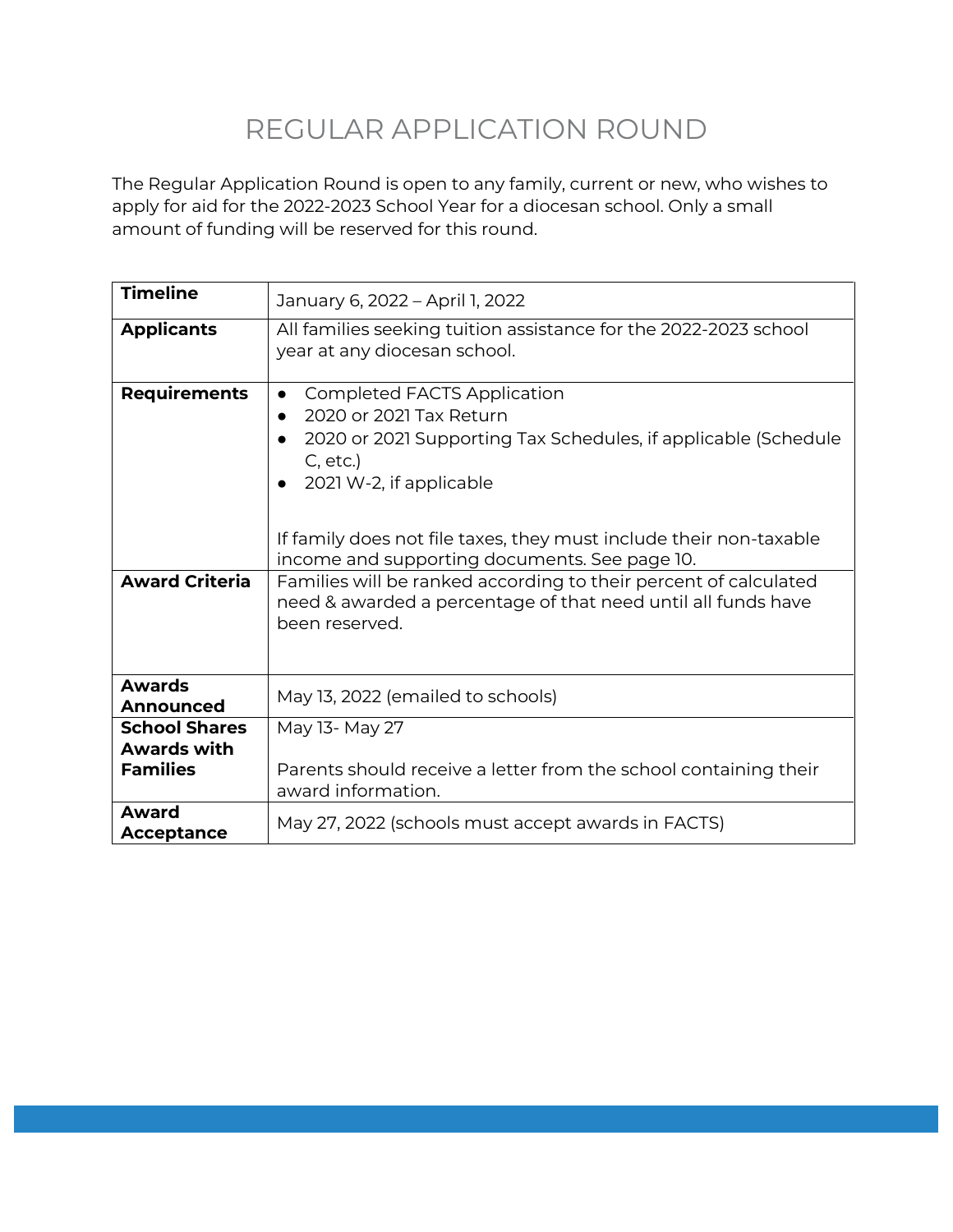# REGULAR APPLICATION ROUND

The Regular Application Round is open to any family, current or new, who wishes to apply for aid for the 2022-2023 School Year for a diocesan school. Only a small amount of funding will be reserved for this round.

| | |
|---|---|
| **Timeline** | January 6, 2022 – April 1, 2022 |
| **Applicants** | All families seeking tuition assistance for the 2022-2023 school year at any diocesan school. |
| **Requirements** | • Completed FACTS Application<br>• 2020 or 2021 Tax Return<br>• 2020 or 2021 Supporting Tax Schedules, if applicable (Schedule C, etc.)<br>• 2021 W-2, if applicable<br><br>If family does not file taxes, they must include their non-taxable income and supporting documents. See page 10. |
| **Award Criteria** | Families will be ranked according to their percent of calculated need & awarded a percentage of that need until all funds have been reserved. |
| **Awards Announced** | May 13, 2022 (emailed to schools) |
| **School Shares Awards with Families** | May 13- May 27<br><br>Parents should receive a letter from the school containing their award information. |
| **Award Acceptance** | May 27, 2022 (schools must accept awards in FACTS) |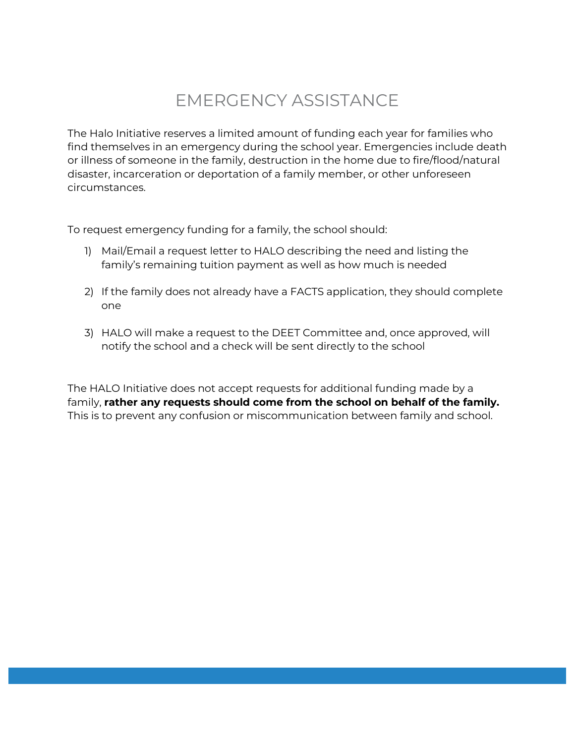# EMERGENCY ASSISTANCE

The Halo Initiative reserves a limited amount of funding each year for families who find themselves in an emergency during the school year. Emergencies include death or illness of someone in the family, destruction in the home due to fire/flood/natural disaster, incarceration or deportation of a family member, or other unforeseen circumstances.

To request emergency funding for a family, the school should:

1) Mail/Email a request letter to HALO describing the need and listing the family's remaining tuition payment as well as how much is needed

2) If the family does not already have a FACTS application, they should complete one

3) HALO will make a request to the DEET Committee and, once approved, will notify the school and a check will be sent directly to the school

The HALO Initiative does not accept requests for additional funding made by a family, **rather any requests should come from the school on behalf of the family.** This is to prevent any confusion or miscommunication between family and school.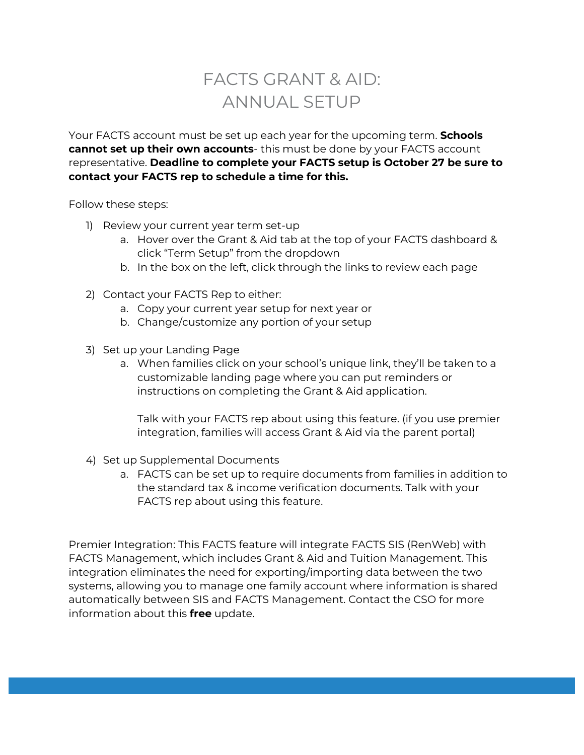# FACTS GRANT & AID: ANNUAL SETUP

Your FACTS account must be set up each year for the upcoming term. **Schools cannot set up their own accounts**- this must be done by your FACTS account representative. **Deadline to complete your FACTS setup is October 27 be sure to contact your FACTS rep to schedule a time for this.**

Follow these steps:

1) Review your current year term set-up
   a. Hover over the Grant & Aid tab at the top of your FACTS dashboard & click "Term Setup" from the dropdown
   b. In the box on the left, click through the links to review each page

2) Contact your FACTS Rep to either:
   a. Copy your current year setup for next year or
   b. Change/customize any portion of your setup

3) Set up your Landing Page
   a. When families click on your school's unique link, they'll be taken to a customizable landing page where you can put reminders or instructions on completing the Grant & Aid application.

      Talk with your FACTS rep about using this feature. (if you use premier integration, families will access Grant & Aid via the parent portal)

4) Set up Supplemental Documents
   a. FACTS can be set up to require documents from families in addition to the standard tax & income verification documents. Talk with your FACTS rep about using this feature.

Premier Integration: This FACTS feature will integrate FACTS SIS (RenWeb) with FACTS Management, which includes Grant & Aid and Tuition Management. This integration eliminates the need for exporting/importing data between the two systems, allowing you to manage one family account where information is shared automatically between SIS and FACTS Management. Contact the CSO for more information about this **free** update.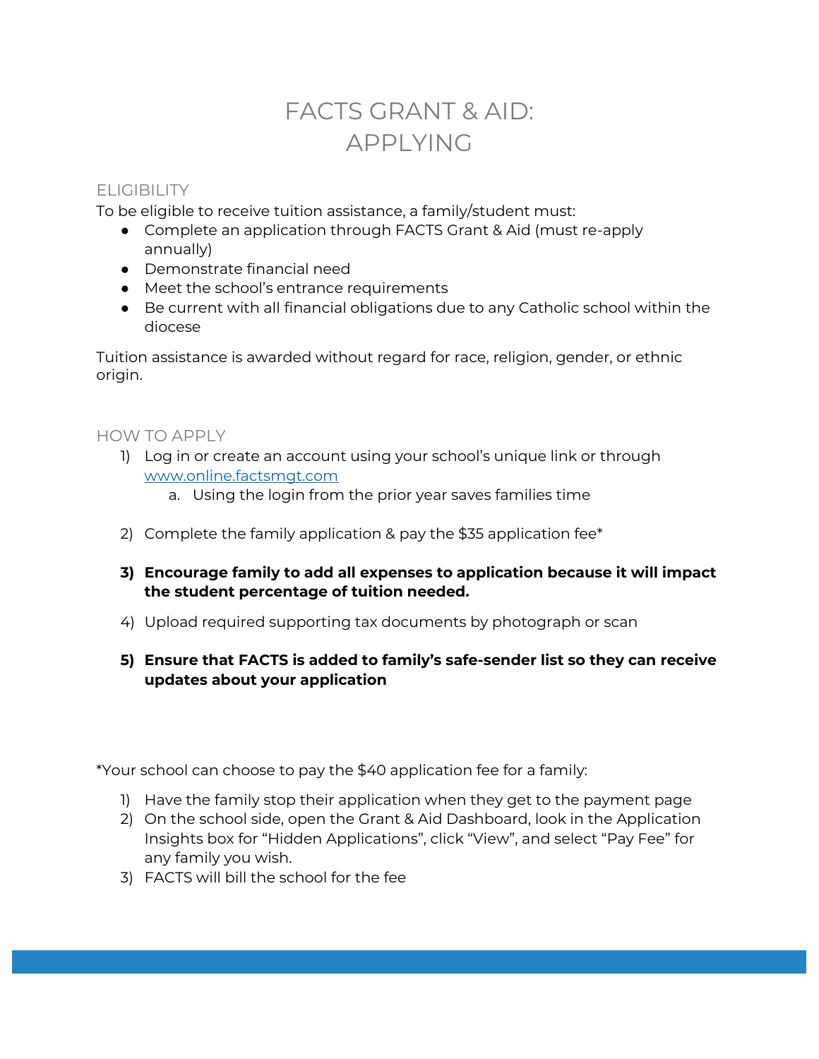# FACTS GRANT & AID: APPLYING

## ELIGIBILITY

To be eligible to receive tuition assistance, a family/student must:

- Complete an application through FACTS Grant & Aid (must re-apply annually)
- Demonstrate financial need
- Meet the school's entrance requirements
- Be current with all financial obligations due to any Catholic school within the diocese

Tuition assistance is awarded without regard for race, religion, gender, or ethnic origin.

## HOW TO APPLY

1) Log in or create an account using your school's unique link or through [www.online.factsmgt.com](www.online.factsmgt.com)
   a. Using the login from the prior year saves families time

2) Complete the family application & pay the $35 application fee*

3) **Encourage family to add all expenses to application because it will impact the student percentage of tuition needed.**

4) Upload required supporting tax documents by photograph or scan

5) **Ensure that FACTS is added to family's safe-sender list so they can receive updates about your application**

*Your school can choose to pay the $40 application fee for a family:

1) Have the family stop their application when they get to the payment page
2) On the school side, open the Grant & Aid Dashboard, look in the Application Insights box for "Hidden Applications", click "View", and select "Pay Fee" for any family you wish.
3) FACTS will bill the school for the fee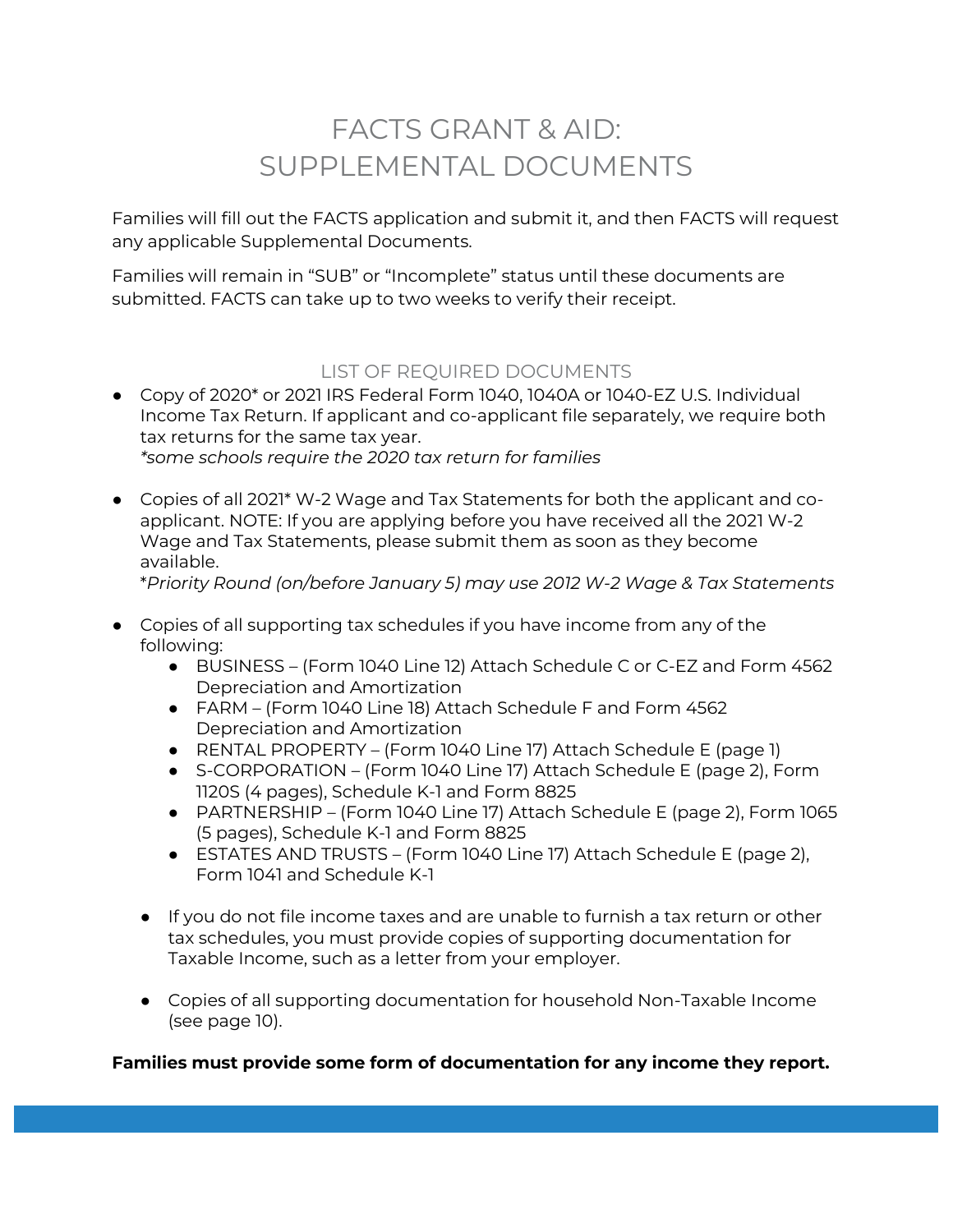# FACTS GRANT & AID: SUPPLEMENTAL DOCUMENTS

Families will fill out the FACTS application and submit it, and then FACTS will request any applicable Supplemental Documents.

Families will remain in "SUB" or "Incomplete" status until these documents are submitted. FACTS can take up to two weeks to verify their receipt.

## LIST OF REQUIRED DOCUMENTS

- Copy of 2020* or 2021 IRS Federal Form 1040, 1040A or 1040-EZ U.S. Individual Income Tax Return. If applicant and co-applicant file separately, we require both tax returns for the same tax year.
  *\*some schools require the 2020 tax return for families*

- Copies of all 2021* W-2 Wage and Tax Statements for both the applicant and co-applicant. NOTE: If you are applying before you have received all the 2021 W-2 Wage and Tax Statements, please submit them as soon as they become available.
  \**Priority Round (on/before January 5) may use 2012 W-2 Wage & Tax Statements*

- Copies of all supporting tax schedules if you have income from any of the following:
  - BUSINESS – (Form 1040 Line 12) Attach Schedule C or C-EZ and Form 4562 Depreciation and Amortization
  - FARM – (Form 1040 Line 18) Attach Schedule F and Form 4562 Depreciation and Amortization
  - RENTAL PROPERTY – (Form 1040 Line 17) Attach Schedule E (page 1)
  - S-CORPORATION – (Form 1040 Line 17) Attach Schedule E (page 2), Form 1120S (4 pages), Schedule K-1 and Form 8825
  - PARTNERSHIP – (Form 1040 Line 17) Attach Schedule E (page 2), Form 1065 (5 pages), Schedule K-1 and Form 8825
  - ESTATES AND TRUSTS – (Form 1040 Line 17) Attach Schedule E (page 2), Form 1041 and Schedule K-1

  - If you do not file income taxes and are unable to furnish a tax return or other tax schedules, you must provide copies of supporting documentation for Taxable Income, such as a letter from your employer.

  - Copies of all supporting documentation for household Non-Taxable Income (see page 10).

**Families must provide some form of documentation for any income they report.**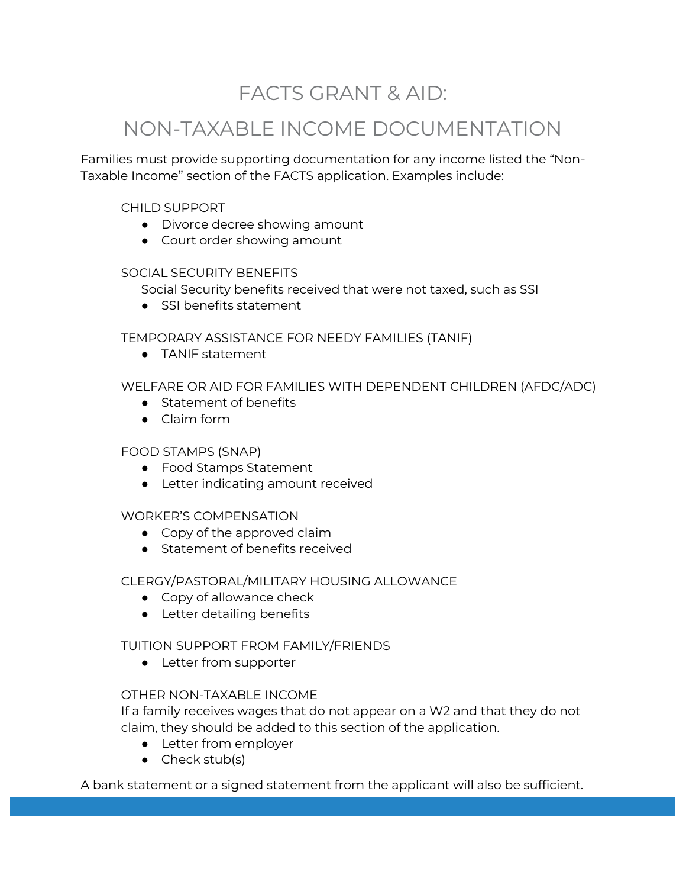# FACTS GRANT & AID:

# NON-TAXABLE INCOME DOCUMENTATION

Families must provide supporting documentation for any income listed the “Non-Taxable Income” section of the FACTS application. Examples include:

CHILD SUPPORT

- Divorce decree showing amount
- Court order showing amount

SOCIAL SECURITY BENEFITS

Social Security benefits received that were not taxed, such as SSI

- SSI benefits statement

TEMPORARY ASSISTANCE FOR NEEDY FAMILIES (TANIF)

- TANIF statement

WELFARE OR AID FOR FAMILIES WITH DEPENDENT CHILDREN (AFDC/ADC)

- Statement of benefits
- Claim form

FOOD STAMPS (SNAP)

- Food Stamps Statement
- Letter indicating amount received

WORKER’S COMPENSATION

- Copy of the approved claim
- Statement of benefits received

CLERGY/PASTORAL/MILITARY HOUSING ALLOWANCE

- Copy of allowance check
- Letter detailing benefits

TUITION SUPPORT FROM FAMILY/FRIENDS

- Letter from supporter

OTHER NON-TAXABLE INCOME

If a family receives wages that do not appear on a W2 and that they do not claim, they should be added to this section of the application.

- Letter from employer
- Check stub(s)

A bank statement or a signed statement from the applicant will also be sufficient.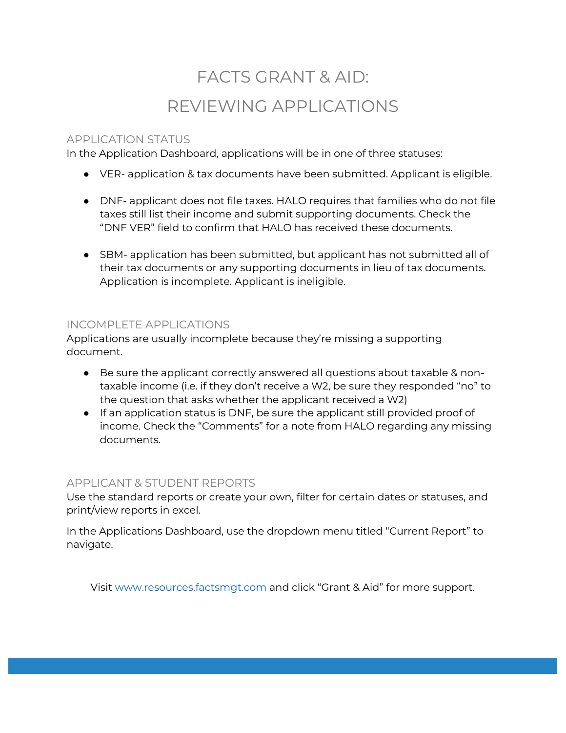# FACTS GRANT & AID:
# REVIEWING APPLICATIONS

## APPLICATION STATUS

In the Application Dashboard, applications will be in one of three statuses:

- VER- application & tax documents have been submitted. Applicant is eligible.

- DNF- applicant does not file taxes. HALO requires that families who do not file taxes still list their income and submit supporting documents. Check the "DNF VER" field to confirm that HALO has received these documents.

- SBM- application has been submitted, but applicant has not submitted all of their tax documents or any supporting documents in lieu of tax documents. Application is incomplete. Applicant is ineligible.

## INCOMPLETE APPLICATIONS

Applications are usually incomplete because they're missing a supporting document.

- Be sure the applicant correctly answered all questions about taxable & non-taxable income (i.e. if they don't receive a W2, be sure they responded "no" to the question that asks whether the applicant received a W2)
- If an application status is DNF, be sure the applicant still provided proof of income. Check the "Comments" for a note from HALO regarding any missing documents.

## APPLICANT & STUDENT REPORTS

Use the standard reports or create your own, filter for certain dates or statuses, and print/view reports in excel.

In the Applications Dashboard, use the dropdown menu titled "Current Report" to navigate.

Visit [www.resources.factsmgt.com](http://www.resources.factsmgt.com) and click "Grant & Aid" for more support.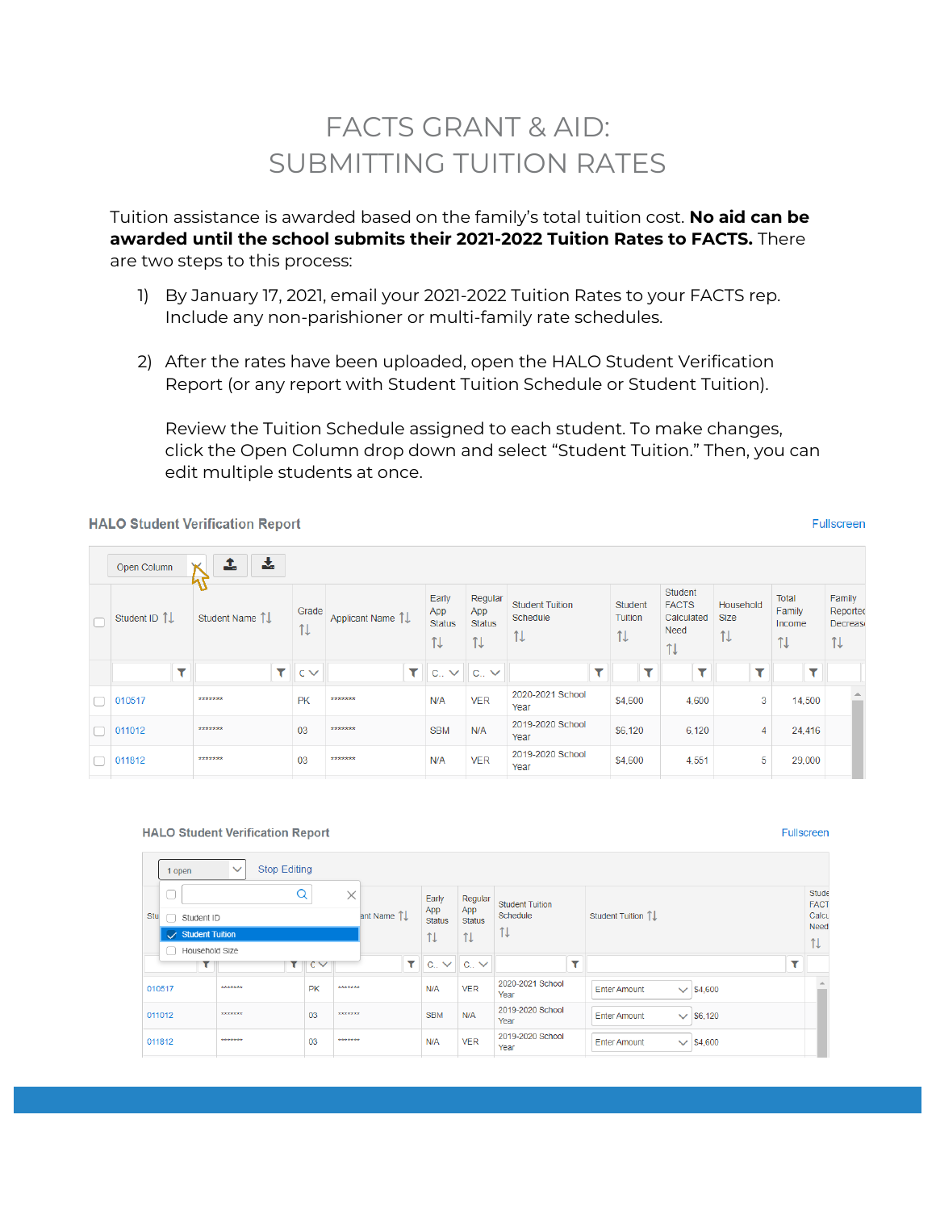# FACTS GRANT & AID: SUBMITTING TUITION RATES

Tuition assistance is awarded based on the family's total tuition cost. **No aid can be awarded until the school submits their 2021-2022 Tuition Rates to FACTS.** There are two steps to this process:

1) By January 17, 2021, email your 2021-2022 Tuition Rates to your FACTS rep. Include any non-parishioner or multi-family rate schedules.

2) After the rates have been uploaded, open the HALO Student Verification Report (or any report with Student Tuition Schedule or Student Tuition).

   Review the Tuition Schedule assigned to each student. To make changes, click the Open Column drop down and select "Student Tuition." Then, you can edit multiple students at once.

**HALO Student Verification Report** — Fullscreen

| Student ID | Student Name | Grade | Applicant Name | Early App Status | Regular App Status | Student Tuition Schedule | Student Tuition | Student FACTS Calculated Need | Household Size | Total Family Income | Family Reported Decrease |
|---|---|---|---|---|---|---|---|---|---|---|---|
| 010517 | ******* | PK | ******* | N/A | VER | 2020-2021 School Year | $4,600 | 4,600 | 3 | 14,500 | |
| 011012 | ******* | 03 | ******* | SBM | N/A | 2019-2020 School Year | $6,120 | 6,120 | 4 | 24,416 | |
| 011812 | ******* | 03 | ******* | N/A | VER | 2019-2020 School Year | $4,600 | 4,551 | 5 | 29,000 | |

**HALO Student Verification Report** — Fullscreen

1 open — Stop Editing

Column options: Student ID, Student Tuition (selected), Household Size

| Student ID | Student Name | Grade | Applicant Name | Early App Status | Regular App Status | Student Tuition Schedule | Student Tuition |
|---|---|---|---|---|---|---|---|
| 010517 | ******* | PK | ******* | N/A | VER | 2020-2021 School Year | Enter Amount $4,600 |
| 011012 | ******* | 03 | ******* | SBM | N/A | 2019-2020 School Year | Enter Amount $6,120 |
| 011812 | ******* | 03 | ******* | N/A | VER | 2019-2020 School Year | Enter Amount $4,600 |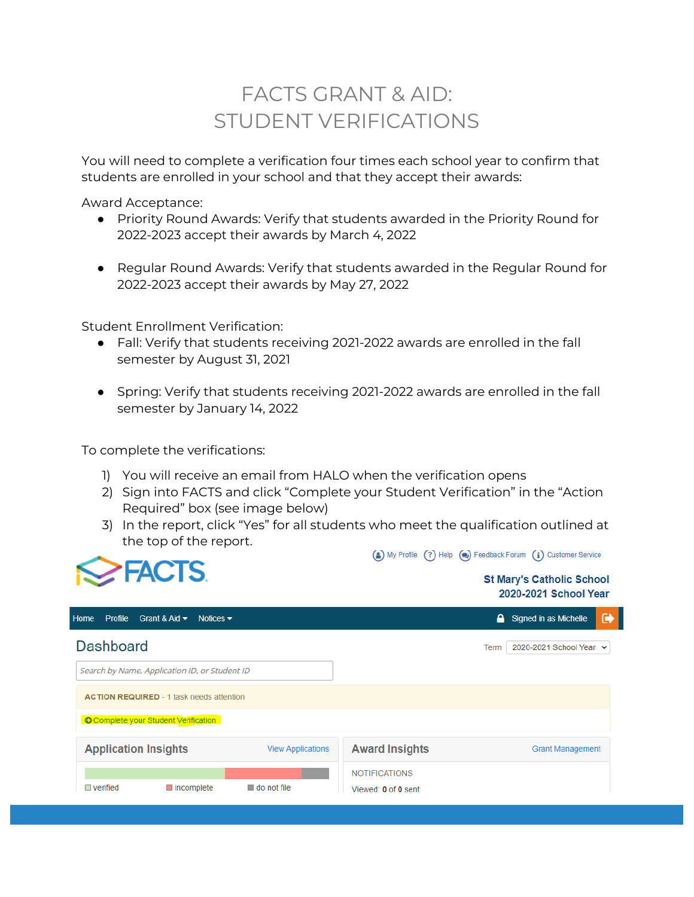# FACTS GRANT & AID: STUDENT VERIFICATIONS

You will need to complete a verification four times each school year to confirm that students are enrolled in your school and that they accept their awards:

Award Acceptance:

- Priority Round Awards: Verify that students awarded in the Priority Round for 2022-2023 accept their awards by March 4, 2022

- Regular Round Awards: Verify that students awarded in the Regular Round for 2022-2023 accept their awards by May 27, 2022

Student Enrollment Verification:

- Fall: Verify that students receiving 2021-2022 awards are enrolled in the fall semester by August 31, 2021

- Spring: Verify that students receiving 2021-2022 awards are enrolled in the fall semester by January 14, 2022

To complete the verifications:

1) You will receive an email from HALO when the verification opens
2) Sign into FACTS and click "Complete your Student Verification" in the "Action Required" box (see image below)
3) In the report, click "Yes" for all students who meet the qualification outlined at the top of the report.

My Profile | Help | Feedback Forum | Customer Service

FACTS

St Mary's Catholic School
2020-2021 School Year

Home | Profile | Grant & Aid | Notices | Signed in as Michelle

Dashboard

Term 2020-2021 School Year

Search by Name, Application ID, or Student ID

ACTION REQUIRED - 1 task needs attention

Complete your Student Verification

Application Insights | View Applications

verified | incomplete | do not file

Award Insights | Grant Management

NOTIFICATIONS

Viewed: 0 of 0 sent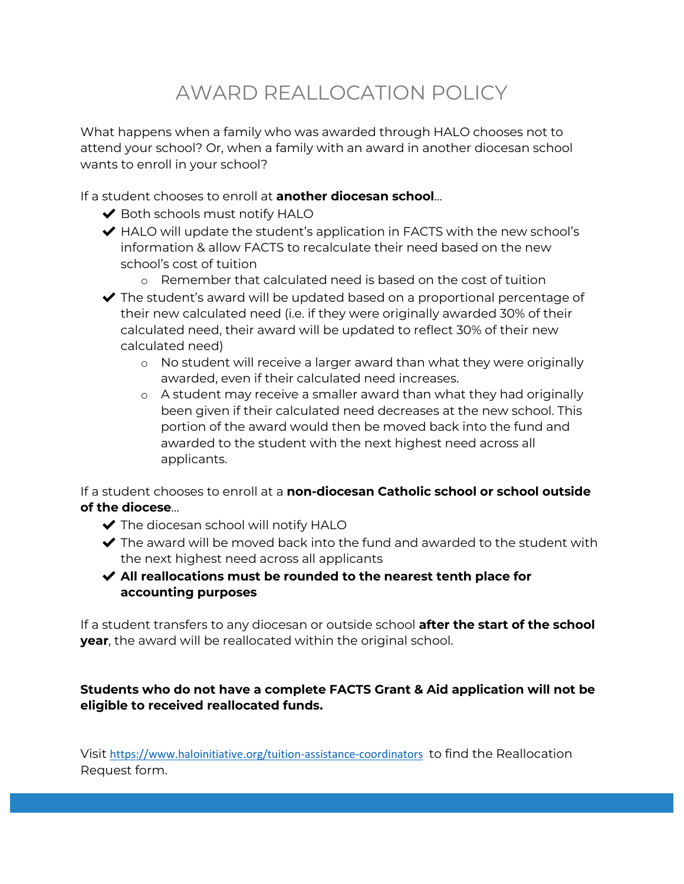# AWARD REALLOCATION POLICY

What happens when a family who was awarded through HALO chooses not to attend your school? Or, when a family with an award in another diocesan school wants to enroll in your school?

If a student chooses to enroll at **another diocesan school**...

- Both schools must notify HALO
- HALO will update the student's application in FACTS with the new school's information & allow FACTS to recalculate their need based on the new school's cost of tuition
  - Remember that calculated need is based on the cost of tuition
- The student's award will be updated based on a proportional percentage of their new calculated need (i.e. if they were originally awarded 30% of their calculated need, their award will be updated to reflect 30% of their new calculated need)
  - No student will receive a larger award than what they were originally awarded, even if their calculated need increases.
  - A student may receive a smaller award than what they had originally been given if their calculated need decreases at the new school. This portion of the award would then be moved back into the fund and awarded to the student with the next highest need across all applicants.

If a student chooses to enroll at a **non-diocesan Catholic school or school outside of the diocese**...

- The diocesan school will notify HALO
- The award will be moved back into the fund and awarded to the student with the next highest need across all applicants
- **All reallocations must be rounded to the nearest tenth place for accounting purposes**

If a student transfers to any diocesan or outside school **after the start of the school year**, the award will be reallocated within the original school.

**Students who do not have a complete FACTS Grant & Aid application will not be eligible to received reallocated funds.**

Visit https://www.haloinitiative.org/tuition-assistance-coordinators to find the Reallocation Request form.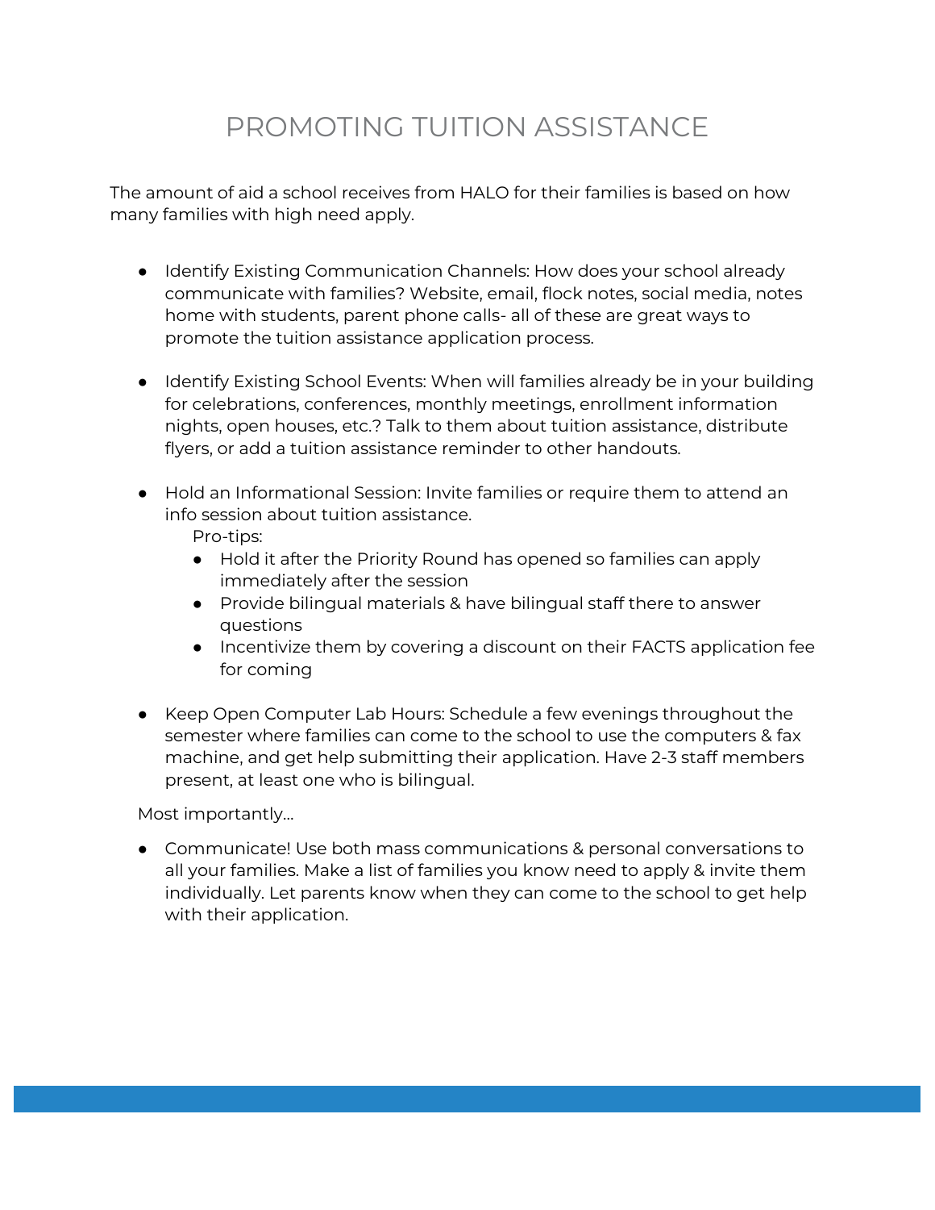# PROMOTING TUITION ASSISTANCE

The amount of aid a school receives from HALO for their families is based on how many families with high need apply.

- Identify Existing Communication Channels: How does your school already communicate with families? Website, email, flock notes, social media, notes home with students, parent phone calls- all of these are great ways to promote the tuition assistance application process.

- Identify Existing School Events: When will families already be in your building for celebrations, conferences, monthly meetings, enrollment information nights, open houses, etc.? Talk to them about tuition assistance, distribute flyers, or add a tuition assistance reminder to other handouts.

- Hold an Informational Session: Invite families or require them to attend an info session about tuition assistance.

  Pro-tips:
  - Hold it after the Priority Round has opened so families can apply immediately after the session
  - Provide bilingual materials & have bilingual staff there to answer questions
  - Incentivize them by covering a discount on their FACTS application fee for coming

- Keep Open Computer Lab Hours: Schedule a few evenings throughout the semester where families can come to the school to use the computers & fax machine, and get help submitting their application. Have 2-3 staff members present, at least one who is bilingual.

Most importantly...

- Communicate! Use both mass communications & personal conversations to all your families. Make a list of families you know need to apply & invite them individually. Let parents know when they can come to the school to get help with their application.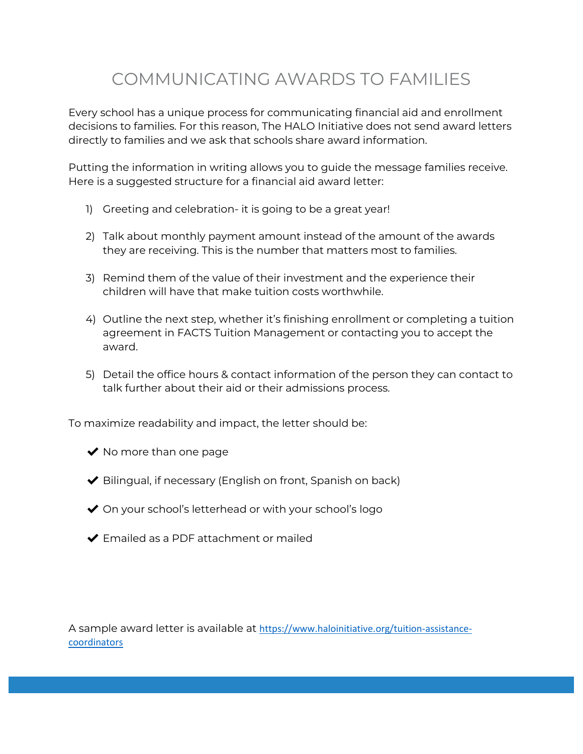# COMMUNICATING AWARDS TO FAMILIES

Every school has a unique process for communicating financial aid and enrollment decisions to families. For this reason, The HALO Initiative does not send award letters directly to families and we ask that schools share award information.

Putting the information in writing allows you to guide the message families receive. Here is a suggested structure for a financial aid award letter:

1) Greeting and celebration- it is going to be a great year!

2) Talk about monthly payment amount instead of the amount of the awards they are receiving. This is the number that matters most to families.

3) Remind them of the value of their investment and the experience their children will have that make tuition costs worthwhile.

4) Outline the next step, whether it's finishing enrollment or completing a tuition agreement in FACTS Tuition Management or contacting you to accept the award.

5) Detail the office hours & contact information of the person they can contact to talk further about their aid or their admissions process.

To maximize readability and impact, the letter should be:

- ✔ No more than one page
- ✔ Bilingual, if necessary (English on front, Spanish on back)
- ✔ On your school's letterhead or with your school's logo
- ✔ Emailed as a PDF attachment or mailed

A sample award letter is available at https://www.haloinitiative.org/tuition-assistance-coordinators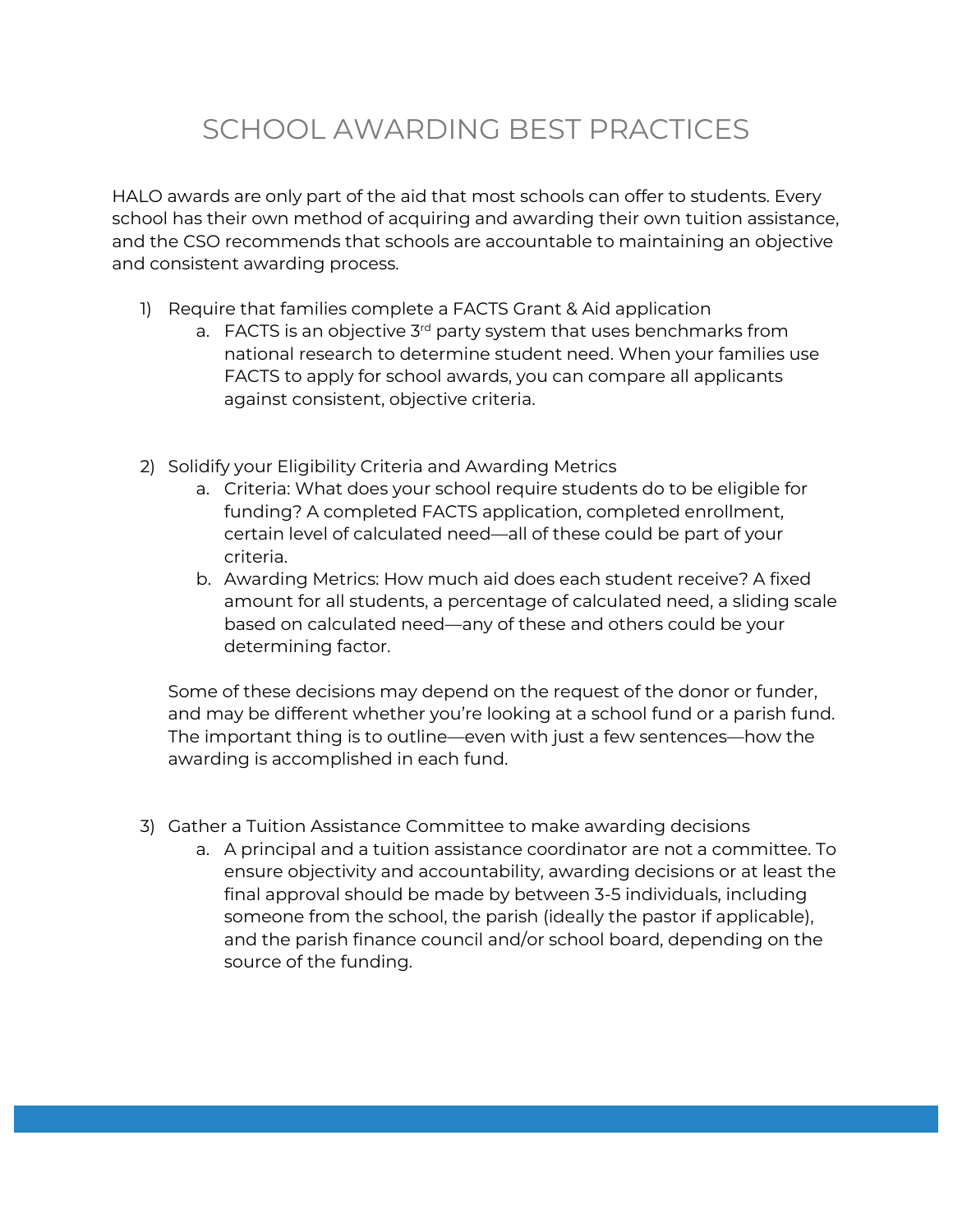# SCHOOL AWARDING BEST PRACTICES

HALO awards are only part of the aid that most schools can offer to students. Every school has their own method of acquiring and awarding their own tuition assistance, and the CSO recommends that schools are accountable to maintaining an objective and consistent awarding process.

1) Require that families complete a FACTS Grant & Aid application
   a. FACTS is an objective 3rd party system that uses benchmarks from national research to determine student need. When your families use FACTS to apply for school awards, you can compare all applicants against consistent, objective criteria.

2) Solidify your Eligibility Criteria and Awarding Metrics
   a. Criteria: What does your school require students do to be eligible for funding? A completed FACTS application, completed enrollment, certain level of calculated need—all of these could be part of your criteria.
   b. Awarding Metrics: How much aid does each student receive? A fixed amount for all students, a percentage of calculated need, a sliding scale based on calculated need—any of these and others could be your determining factor.

   Some of these decisions may depend on the request of the donor or funder, and may be different whether you're looking at a school fund or a parish fund. The important thing is to outline—even with just a few sentences—how the awarding is accomplished in each fund.

3) Gather a Tuition Assistance Committee to make awarding decisions
   a. A principal and a tuition assistance coordinator are not a committee. To ensure objectivity and accountability, awarding decisions or at least the final approval should be made by between 3-5 individuals, including someone from the school, the parish (ideally the pastor if applicable), and the parish finance council and/or school board, depending on the source of the funding.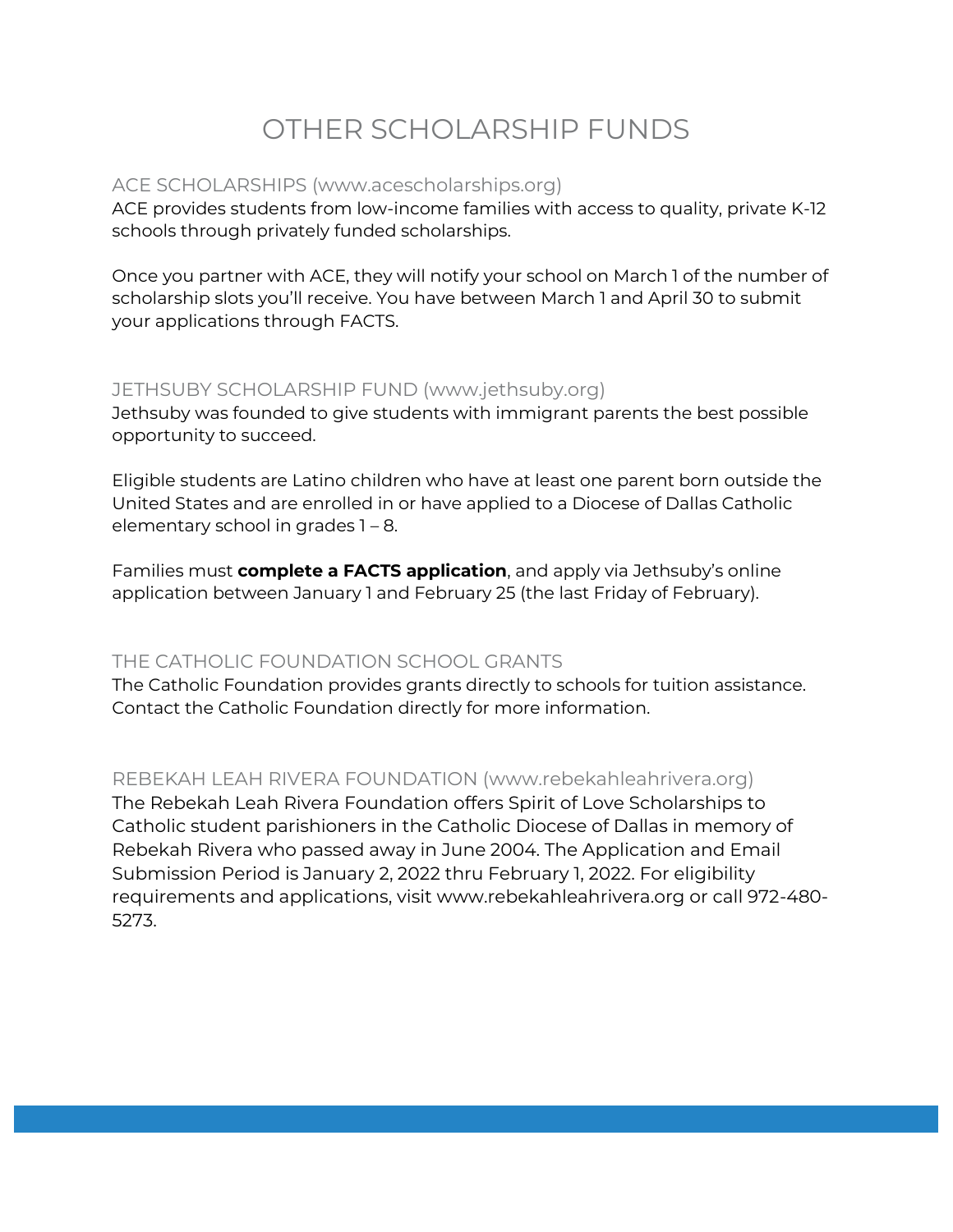# OTHER SCHOLARSHIP FUNDS

## ACE SCHOLARSHIPS (www.acescholarships.org)

ACE provides students from low-income families with access to quality, private K-12 schools through privately funded scholarships.

Once you partner with ACE, they will notify your school on March 1 of the number of scholarship slots you'll receive. You have between March 1 and April 30 to submit your applications through FACTS.

## JETHSUBY SCHOLARSHIP FUND (www.jethsuby.org)

Jethsuby was founded to give students with immigrant parents the best possible opportunity to succeed.

Eligible students are Latino children who have at least one parent born outside the United States and are enrolled in or have applied to a Diocese of Dallas Catholic elementary school in grades 1 – 8.

Families must **complete a FACTS application**, and apply via Jethsuby's online application between January 1 and February 25 (the last Friday of February).

## THE CATHOLIC FOUNDATION SCHOOL GRANTS

The Catholic Foundation provides grants directly to schools for tuition assistance. Contact the Catholic Foundation directly for more information.

## REBEKAH LEAH RIVERA FOUNDATION (www.rebekahleahrivera.org)

The Rebekah Leah Rivera Foundation offers Spirit of Love Scholarships to Catholic student parishioners in the Catholic Diocese of Dallas in memory of Rebekah Rivera who passed away in June 2004. The Application and Email Submission Period is January 2, 2022 thru February 1, 2022. For eligibility requirements and applications, visit www.rebekahleahrivera.org or call 972-480-5273.